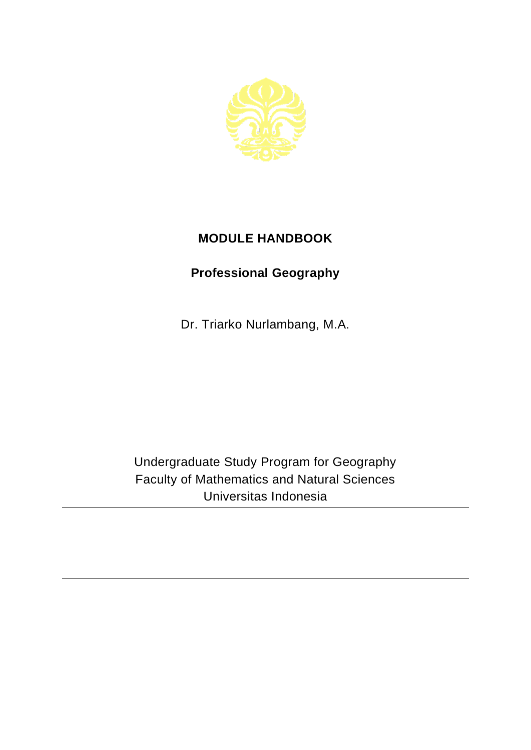# MODULE HANDBOOK

## Professional Geography

Dr. Triarko Nurlambang, M.A.

Undergraduate Study Program for Geography
Faculty of Mathematics and Natural Sciences
Universitas Indonesia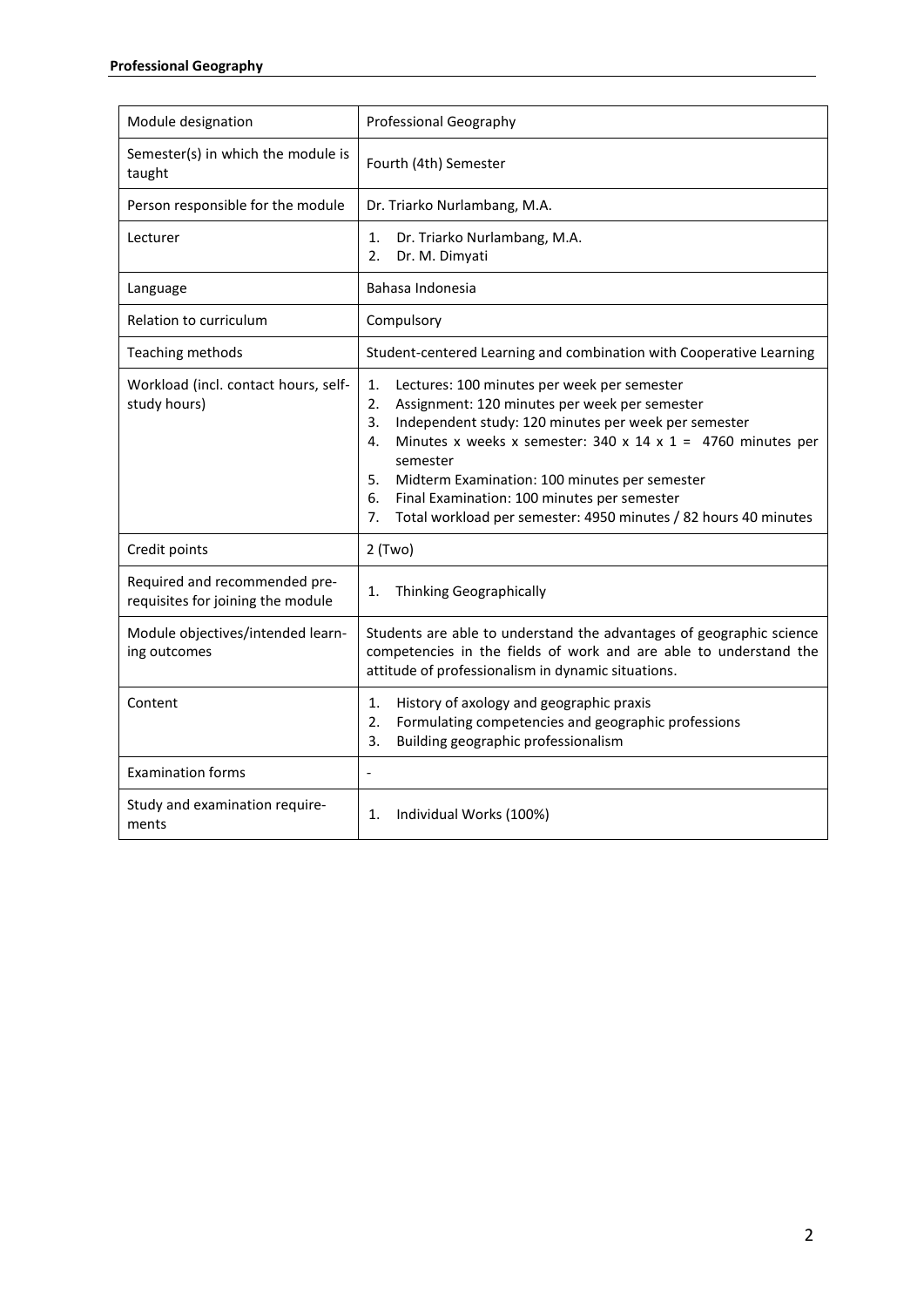| Module designation | Professional Geography |
|---|---|
| Semester(s) in which the module is taught | Fourth (4th) Semester |
| Person responsible for the module | Dr. Triarko Nurlambang, M.A. |
| Lecturer | 1. Dr. Triarko Nurlambang, M.A.<br>2. Dr. M. Dimyati |
| Language | Bahasa Indonesia |
| Relation to curriculum | Compulsory |
| Teaching methods | Student-centered Learning and combination with Cooperative Learning |
| Workload (incl. contact hours, self-study hours) | 1. Lectures: 100 minutes per week per semester<br>2. Assignment: 120 minutes per week per semester<br>3. Independent study: 120 minutes per week per semester<br>4. Minutes x weeks x semester: 340 x 14 x 1 = 4760 minutes per semester<br>5. Midterm Examination: 100 minutes per semester<br>6. Final Examination: 100 minutes per semester<br>7. Total workload per semester: 4950 minutes / 82 hours 40 minutes |
| Credit points | 2 (Two) |
| Required and recommended pre-requisites for joining the module | 1. Thinking Geographically |
| Module objectives/intended learning outcomes | Students are able to understand the advantages of geographic science competencies in the fields of work and are able to understand the attitude of professionalism in dynamic situations. |
| Content | 1. History of axology and geographic praxis<br>2. Formulating competencies and geographic professions<br>3. Building geographic professionalism |
| Examination forms | - |
| Study and examination requirements | 1. Individual Works (100%) |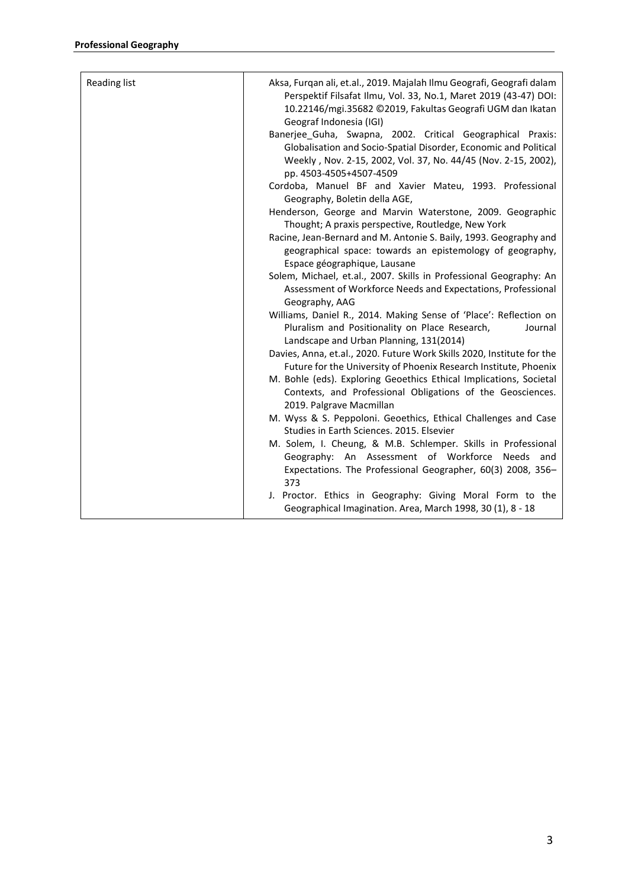| | |
|---|---|
| Reading list | Aksa, Furqan ali, et.al., 2019. Majalah Ilmu Geografi, Geografi dalam Perspektif Filsafat Ilmu, Vol. 33, No.1, Maret 2019 (43-47) DOI: 10.22146/mgi.35682 ©2019, Fakultas Geografi UGM dan Ikatan Geograf Indonesia (IGI)<br>Banerjee_Guha, Swapna, 2002. Critical Geographical Praxis: Globalisation and Socio-Spatial Disorder, Economic and Political Weekly , Nov. 2-15, 2002, Vol. 37, No. 44/45 (Nov. 2-15, 2002), pp. 4503-4505+4507-4509<br>Cordoba, Manuel BF and Xavier Mateu, 1993. Professional Geography, Boletin della AGE,<br>Henderson, George and Marvin Waterstone, 2009. Geographic Thought; A praxis perspective, Routledge, New York<br>Racine, Jean-Bernard and M. Antonie S. Baily, 1993. Geography and geographical space: towards an epistemology of geography, Espace géographique, Lausane<br>Solem, Michael, et.al., 2007. Skills in Professional Geography: An Assessment of Workforce Needs and Expectations, Professional Geography, AAG<br>Williams, Daniel R., 2014. Making Sense of 'Place': Reflection on Pluralism and Positionality on Place Research, Journal Landscape and Urban Planning, 131(2014)<br>Davies, Anna, et.al., 2020. Future Work Skills 2020, Institute for the Future for the University of Phoenix Research Institute, Phoenix<br>M. Bohle (eds). Exploring Geoethics Ethical Implications, Societal Contexts, and Professional Obligations of the Geosciences. 2019. Palgrave Macmillan<br>M. Wyss & S. Peppoloni. Geoethics, Ethical Challenges and Case Studies in Earth Sciences. 2015. Elsevier<br>M. Solem, I. Cheung, & M.B. Schlemper. Skills in Professional Geography: An Assessment of Workforce Needs and Expectations. The Professional Geographer, 60(3) 2008, 356–373<br>J. Proctor. Ethics in Geography: Giving Moral Form to the Geographical Imagination. Area, March 1998, 30 (1), 8 - 18 |